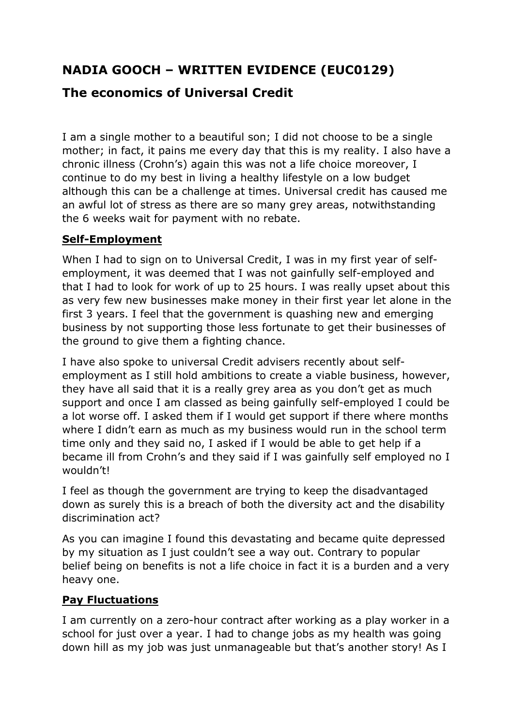# NADIA GOOCH – WRITTEN EVIDENCE (EUC0129)

## The economics of Universal Credit

I am a single mother to a beautiful son; I did not choose to be a single mother; in fact, it pains me every day that this is my reality. I also have a chronic illness (Crohn's) again this was not a life choice moreover, I continue to do my best in living a healthy lifestyle on a low budget although this can be a challenge at times. Universal credit has caused me an awful lot of stress as there are so many grey areas, notwithstanding the 6 weeks wait for payment with no rebate.

### Self-Employment

When I had to sign on to Universal Credit, I was in my first year of self-employment, it was deemed that I was not gainfully self-employed and that I had to look for work of up to 25 hours. I was really upset about this as very few new businesses make money in their first year let alone in the first 3 years. I feel that the government is quashing new and emerging business by not supporting those less fortunate to get their businesses of the ground to give them a fighting chance.

I have also spoke to universal Credit advisers recently about self-employment as I still hold ambitions to create a viable business, however, they have all said that it is a really grey area as you don't get as much support and once I am classed as being gainfully self-employed I could be a lot worse off. I asked them if I would get support if there where months where I didn't earn as much as my business would run in the school term time only and they said no, I asked if I would be able to get help if a became ill from Crohn's and they said if I was gainfully self employed no I wouldn't!

I feel as though the government are trying to keep the disadvantaged down as surely this is a breach of both the diversity act and the disability discrimination act?

As you can imagine I found this devastating and became quite depressed by my situation as I just couldn't see a way out. Contrary to popular belief being on benefits is not a life choice in fact it is a burden and a very heavy one.

### Pay Fluctuations

I am currently on a zero-hour contract after working as a play worker in a school for just over a year. I had to change jobs as my health was going down hill as my job was just unmanageable but that's another story! As I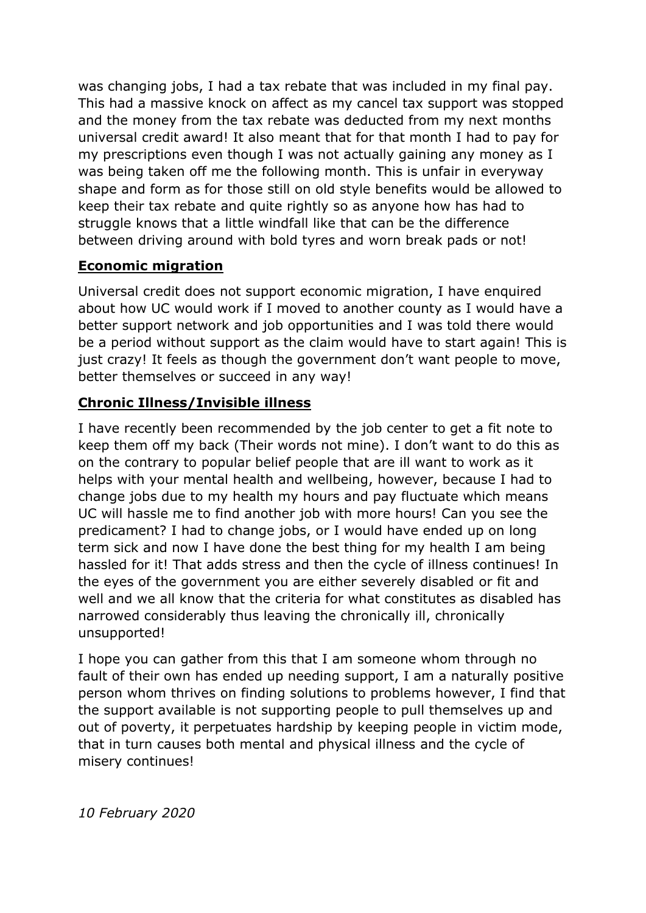was changing jobs, I had a tax rebate that was included in my final pay. This had a massive knock on affect as my cancel tax support was stopped and the money from the tax rebate was deducted from my next months universal credit award! It also meant that for that month I had to pay for my prescriptions even though I was not actually gaining any money as I was being taken off me the following month. This is unfair in everyway shape and form as for those still on old style benefits would be allowed to keep their tax rebate and quite rightly so as anyone how has had to struggle knows that a little windfall like that can be the difference between driving around with bold tyres and worn break pads or not!

**Economic migration**

Universal credit does not support economic migration, I have enquired about how UC would work if I moved to another county as I would have a better support network and job opportunities and I was told there would be a period without support as the claim would have to start again! This is just crazy! It feels as though the government don't want people to move, better themselves or succeed in any way!

**Chronic Illness/Invisible illness**

I have recently been recommended by the job center to get a fit note to keep them off my back (Their words not mine). I don't want to do this as on the contrary to popular belief people that are ill want to work as it helps with your mental health and wellbeing, however, because I had to change jobs due to my health my hours and pay fluctuate which means UC will hassle me to find another job with more hours! Can you see the predicament? I had to change jobs, or I would have ended up on long term sick and now I have done the best thing for my health I am being hassled for it! That adds stress and then the cycle of illness continues! In the eyes of the government you are either severely disabled or fit and well and we all know that the criteria for what constitutes as disabled has narrowed considerably thus leaving the chronically ill, chronically unsupported!

I hope you can gather from this that I am someone whom through no fault of their own has ended up needing support, I am a naturally positive person whom thrives on finding solutions to problems however, I find that the support available is not supporting people to pull themselves up and out of poverty, it perpetuates hardship by keeping people in victim mode, that in turn causes both mental and physical illness and the cycle of misery continues!

*10 February 2020*